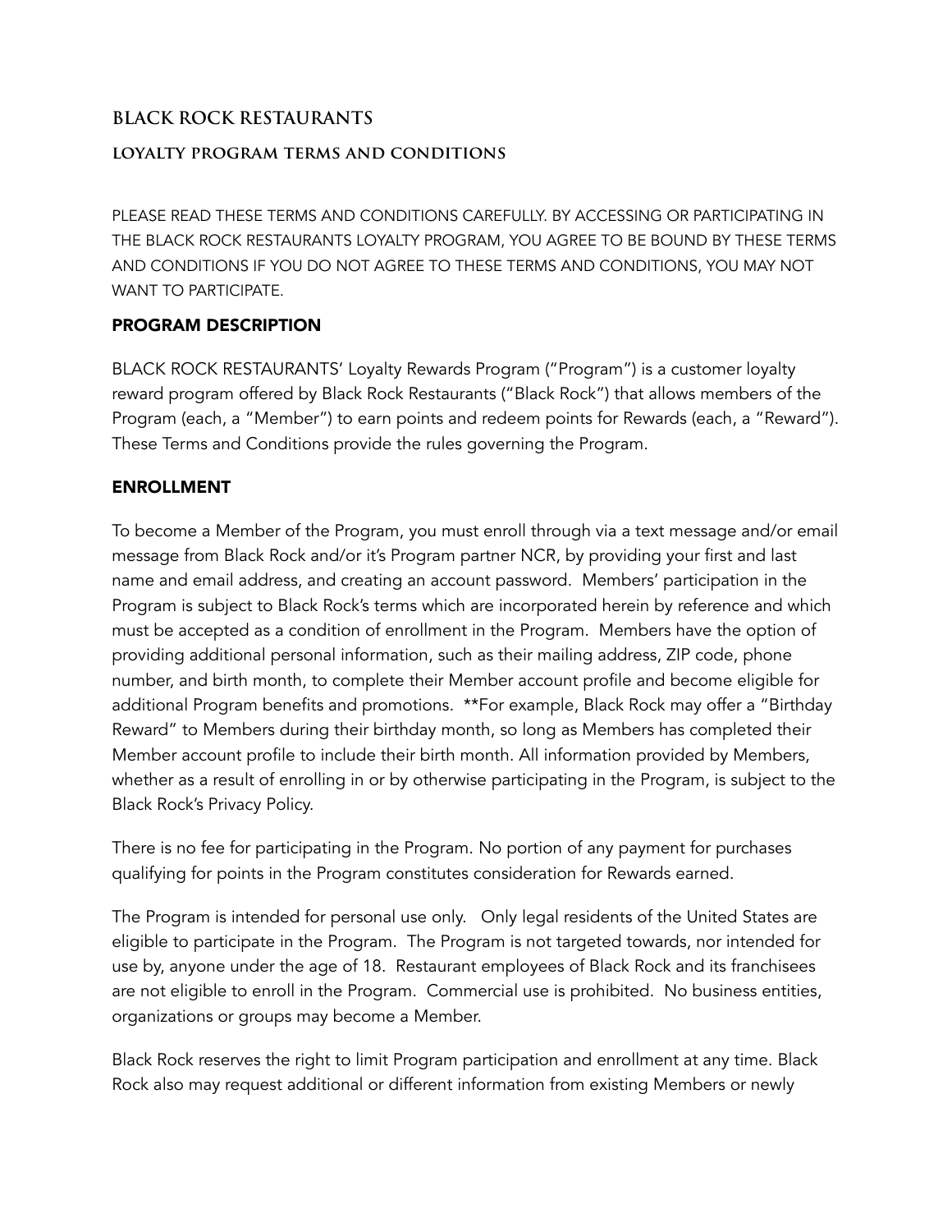# BLACK ROCK RESTAURANTS

## LOYALTY PROGRAM TERMS AND CONDITIONS

PLEASE READ THESE TERMS AND CONDITIONS CAREFULLY. BY ACCESSING OR PARTICIPATING IN THE BLACK ROCK RESTAURANTS LOYALTY PROGRAM, YOU AGREE TO BE BOUND BY THESE TERMS AND CONDITIONS IF YOU DO NOT AGREE TO THESE TERMS AND CONDITIONS, YOU MAY NOT WANT TO PARTICIPATE.

### PROGRAM DESCRIPTION

BLACK ROCK RESTAURANTS' Loyalty Rewards Program ("Program") is a customer loyalty reward program offered by Black Rock Restaurants ("Black Rock") that allows members of the Program (each, a "Member") to earn points and redeem points for Rewards (each, a "Reward"). These Terms and Conditions provide the rules governing the Program.

### ENROLLMENT

To become a Member of the Program, you must enroll through via a text message and/or email message from Black Rock and/or it's Program partner NCR, by providing your first and last name and email address, and creating an account password. Members' participation in the Program is subject to Black Rock's terms which are incorporated herein by reference and which must be accepted as a condition of enrollment in the Program. Members have the option of providing additional personal information, such as their mailing address, ZIP code, phone number, and birth month, to complete their Member account profile and become eligible for additional Program benefits and promotions. **For example, Black Rock may offer a "Birthday Reward" to Members during their birthday month, so long as Members has completed their Member account profile to include their birth month. All information provided by Members, whether as a result of enrolling in or by otherwise participating in the Program, is subject to the Black Rock's Privacy Policy.

There is no fee for participating in the Program. No portion of any payment for purchases qualifying for points in the Program constitutes consideration for Rewards earned.

The Program is intended for personal use only. Only legal residents of the United States are eligible to participate in the Program. The Program is not targeted towards, nor intended for use by, anyone under the age of 18. Restaurant employees of Black Rock and its franchisees are not eligible to enroll in the Program. Commercial use is prohibited. No business entities, organizations or groups may become a Member.

Black Rock reserves the right to limit Program participation and enrollment at any time. Black Rock also may request additional or different information from existing Members or newly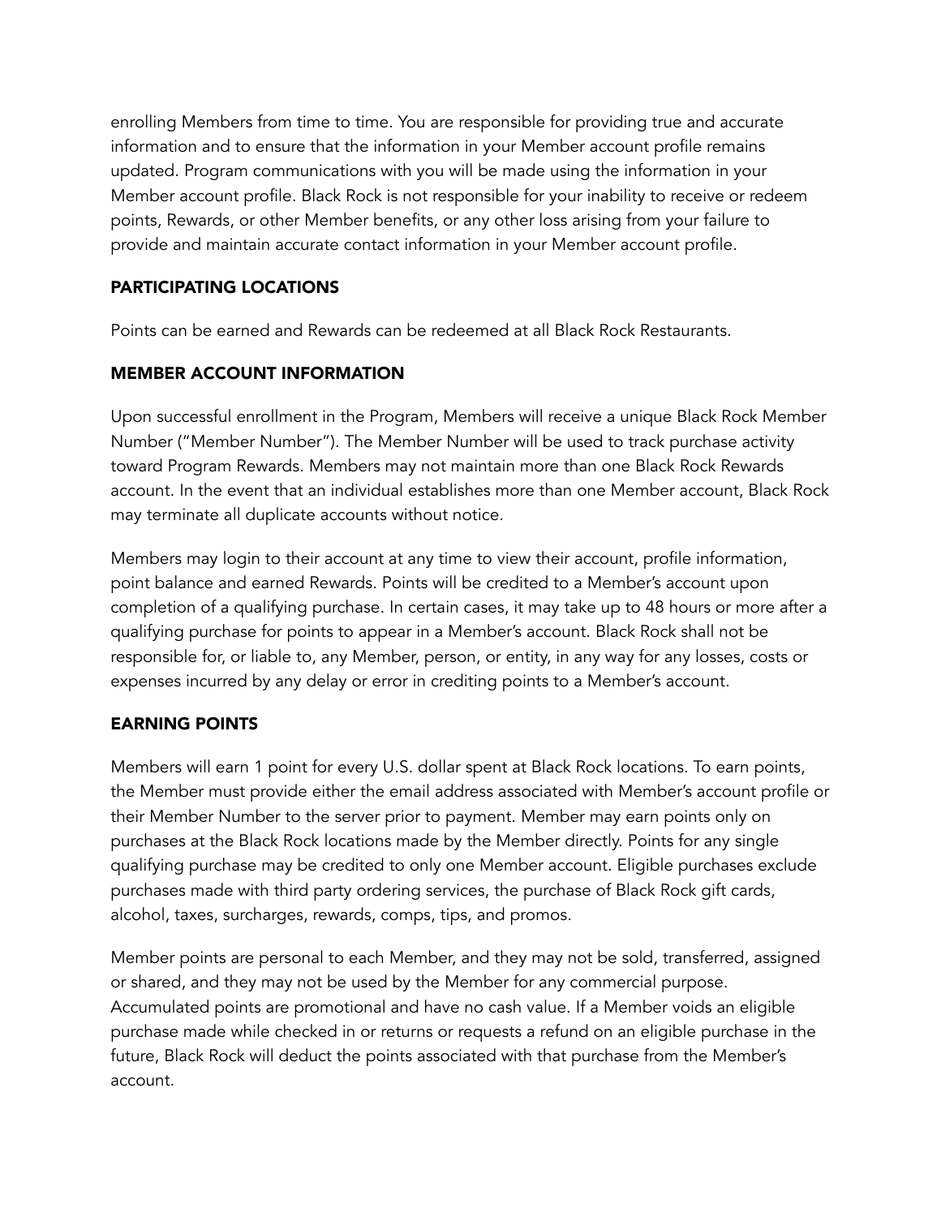enrolling Members from time to time. You are responsible for providing true and accurate information and to ensure that the information in your Member account profile remains updated. Program communications with you will be made using the information in your Member account profile. Black Rock is not responsible for your inability to receive or redeem points, Rewards, or other Member benefits, or any other loss arising from your failure to provide and maintain accurate contact information in your Member account profile.

## PARTICIPATING LOCATIONS

Points can be earned and Rewards can be redeemed at all Black Rock Restaurants.

## MEMBER ACCOUNT INFORMATION

Upon successful enrollment in the Program, Members will receive a unique Black Rock Member Number ("Member Number"). The Member Number will be used to track purchase activity toward Program Rewards. Members may not maintain more than one Black Rock Rewards account. In the event that an individual establishes more than one Member account, Black Rock may terminate all duplicate accounts without notice.

Members may login to their account at any time to view their account, profile information, point balance and earned Rewards. Points will be credited to a Member's account upon completion of a qualifying purchase. In certain cases, it may take up to 48 hours or more after a qualifying purchase for points to appear in a Member's account. Black Rock shall not be responsible for, or liable to, any Member, person, or entity, in any way for any losses, costs or expenses incurred by any delay or error in crediting points to a Member's account.

## EARNING POINTS

Members will earn 1 point for every U.S. dollar spent at Black Rock locations. To earn points, the Member must provide either the email address associated with Member's account profile or their Member Number to the server prior to payment. Member may earn points only on purchases at the Black Rock locations made by the Member directly. Points for any single qualifying purchase may be credited to only one Member account. Eligible purchases exclude purchases made with third party ordering services, the purchase of Black Rock gift cards, alcohol, taxes, surcharges, rewards, comps, tips, and promos.

Member points are personal to each Member, and they may not be sold, transferred, assigned or shared, and they may not be used by the Member for any commercial purpose. Accumulated points are promotional and have no cash value. If a Member voids an eligible purchase made while checked in or returns or requests a refund on an eligible purchase in the future, Black Rock will deduct the points associated with that purchase from the Member's account.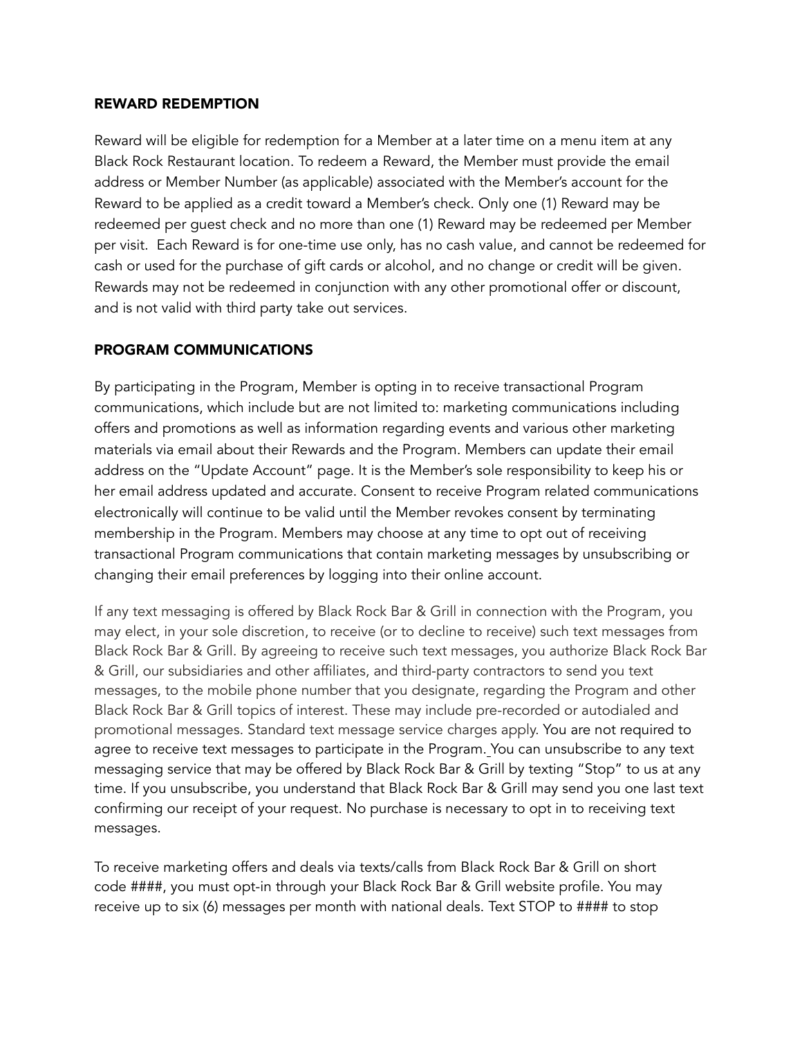## REWARD REDEMPTION

Reward will be eligible for redemption for a Member at a later time on a menu item at any Black Rock Restaurant location. To redeem a Reward, the Member must provide the email address or Member Number (as applicable) associated with the Member's account for the Reward to be applied as a credit toward a Member's check. Only one (1) Reward may be redeemed per guest check and no more than one (1) Reward may be redeemed per Member per visit. Each Reward is for one-time use only, has no cash value, and cannot be redeemed for cash or used for the purchase of gift cards or alcohol, and no change or credit will be given. Rewards may not be redeemed in conjunction with any other promotional offer or discount, and is not valid with third party take out services.

## PROGRAM COMMUNICATIONS

By participating in the Program, Member is opting in to receive transactional Program communications, which include but are not limited to: marketing communications including offers and promotions as well as information regarding events and various other marketing materials via email about their Rewards and the Program. Members can update their email address on the "Update Account" page. It is the Member's sole responsibility to keep his or her email address updated and accurate. Consent to receive Program related communications electronically will continue to be valid until the Member revokes consent by terminating membership in the Program. Members may choose at any time to opt out of receiving transactional Program communications that contain marketing messages by unsubscribing or changing their email preferences by logging into their online account.

If any text messaging is offered by Black Rock Bar & Grill in connection with the Program, you may elect, in your sole discretion, to receive (or to decline to receive) such text messages from Black Rock Bar & Grill. By agreeing to receive such text messages, you authorize Black Rock Bar & Grill, our subsidiaries and other affiliates, and third-party contractors to send you text messages, to the mobile phone number that you designate, regarding the Program and other Black Rock Bar & Grill topics of interest. These may include pre-recorded or autodialed and promotional messages. Standard text message service charges apply. You are not required to agree to receive text messages to participate in the Program. You can unsubscribe to any text messaging service that may be offered by Black Rock Bar & Grill by texting "Stop" to us at any time. If you unsubscribe, you understand that Black Rock Bar & Grill may send you one last text confirming our receipt of your request. No purchase is necessary to opt in to receiving text messages.

To receive marketing offers and deals via texts/calls from Black Rock Bar & Grill on short code ####, you must opt-in through your Black Rock Bar & Grill website profile. You may receive up to six (6) messages per month with national deals. Text STOP to #### to stop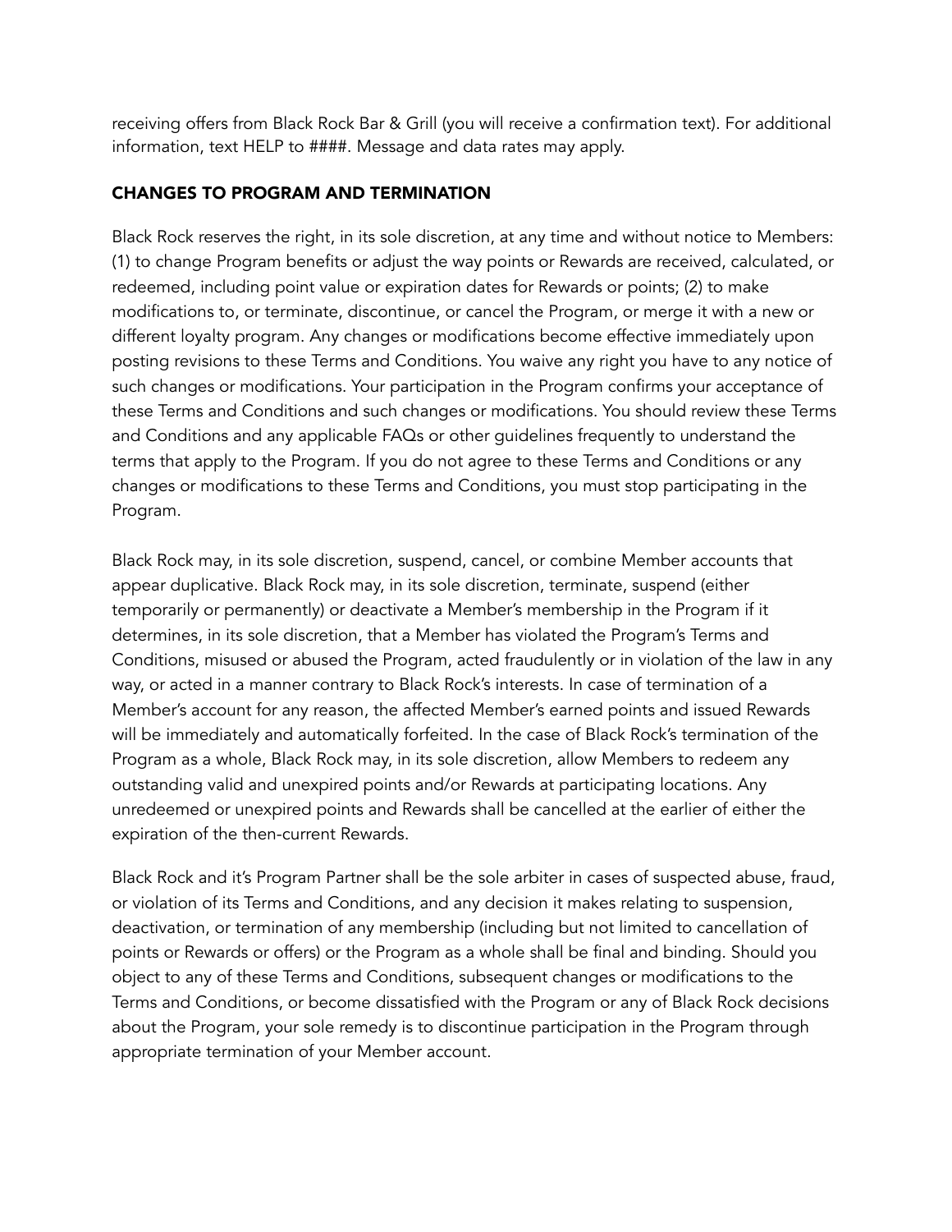receiving offers from Black Rock Bar & Grill (you will receive a confirmation text). For additional information, text HELP to ####. Message and data rates may apply.

## CHANGES TO PROGRAM AND TERMINATION

Black Rock reserves the right, in its sole discretion, at any time and without notice to Members: (1) to change Program benefits or adjust the way points or Rewards are received, calculated, or redeemed, including point value or expiration dates for Rewards or points; (2) to make modifications to, or terminate, discontinue, or cancel the Program, or merge it with a new or different loyalty program. Any changes or modifications become effective immediately upon posting revisions to these Terms and Conditions. You waive any right you have to any notice of such changes or modifications. Your participation in the Program confirms your acceptance of these Terms and Conditions and such changes or modifications. You should review these Terms and Conditions and any applicable FAQs or other guidelines frequently to understand the terms that apply to the Program. If you do not agree to these Terms and Conditions or any changes or modifications to these Terms and Conditions, you must stop participating in the Program.

Black Rock may, in its sole discretion, suspend, cancel, or combine Member accounts that appear duplicative. Black Rock may, in its sole discretion, terminate, suspend (either temporarily or permanently) or deactivate a Member's membership in the Program if it determines, in its sole discretion, that a Member has violated the Program's Terms and Conditions, misused or abused the Program, acted fraudulently or in violation of the law in any way, or acted in a manner contrary to Black Rock's interests. In case of termination of a Member's account for any reason, the affected Member's earned points and issued Rewards will be immediately and automatically forfeited. In the case of Black Rock's termination of the Program as a whole, Black Rock may, in its sole discretion, allow Members to redeem any outstanding valid and unexpired points and/or Rewards at participating locations. Any unredeemed or unexpired points and Rewards shall be cancelled at the earlier of either the expiration of the then-current Rewards.

Black Rock and it's Program Partner shall be the sole arbiter in cases of suspected abuse, fraud, or violation of its Terms and Conditions, and any decision it makes relating to suspension, deactivation, or termination of any membership (including but not limited to cancellation of points or Rewards or offers) or the Program as a whole shall be final and binding. Should you object to any of these Terms and Conditions, subsequent changes or modifications to the Terms and Conditions, or become dissatisfied with the Program or any of Black Rock decisions about the Program, your sole remedy is to discontinue participation in the Program through appropriate termination of your Member account.